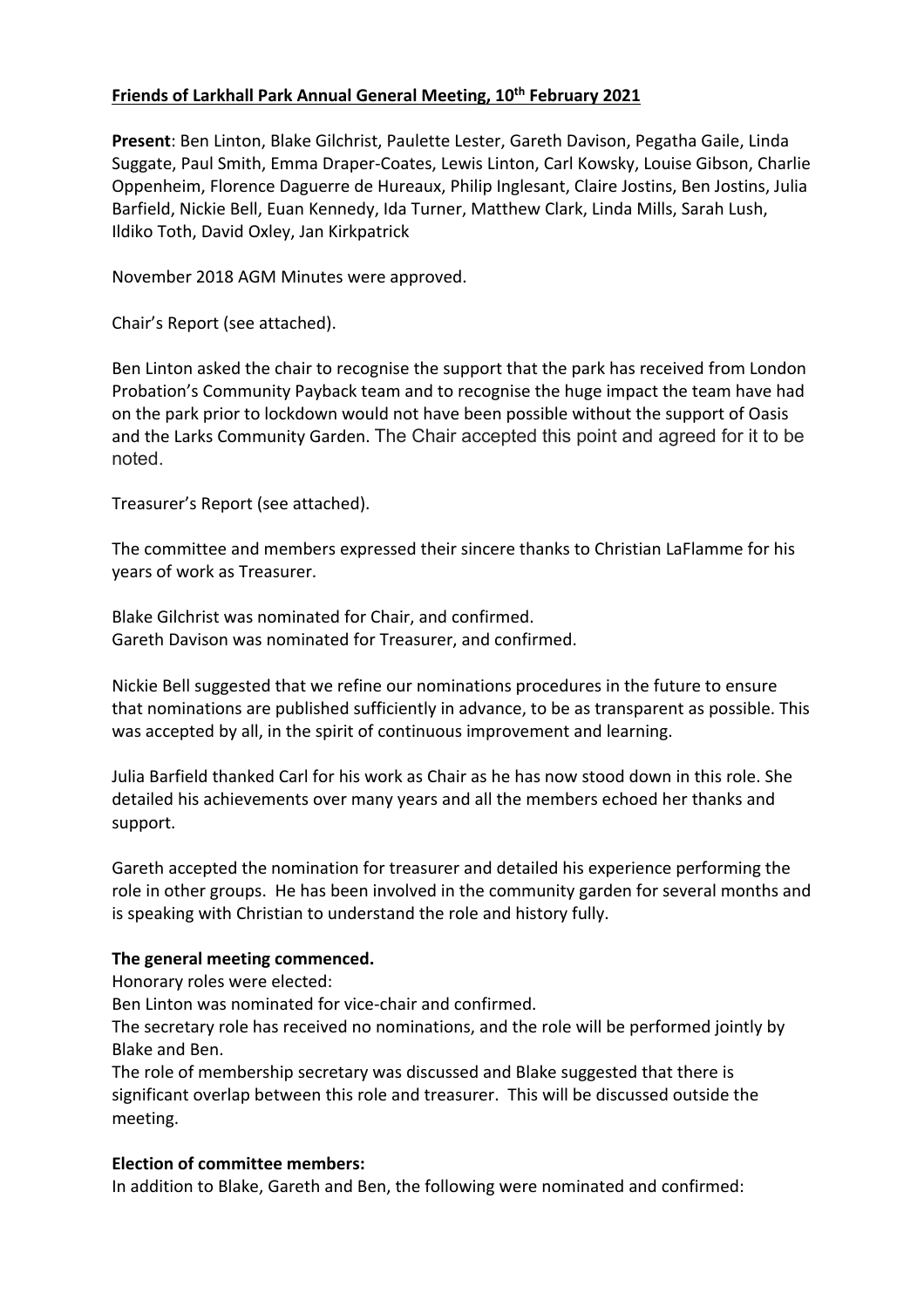**Friends of Larkhall Park Annual General Meeting, 10th February 2021**

**Present**: Ben Linton, Blake Gilchrist, Paulette Lester, Gareth Davison, Pegatha Gaile, Linda Suggate, Paul Smith, Emma Draper-Coates, Lewis Linton, Carl Kowsky, Louise Gibson, Charlie Oppenheim, Florence Daguerre de Hureaux, Philip Inglesant, Claire Jostins, Ben Jostins, Julia Barfield, Nickie Bell, Euan Kennedy, Ida Turner, Matthew Clark, Linda Mills, Sarah Lush, Ildiko Toth, David Oxley, Jan Kirkpatrick

November 2018 AGM Minutes were approved.

Chair's Report (see attached).

Ben Linton asked the chair to recognise the support that the park has received from London Probation's Community Payback team and to recognise the huge impact the team have had on the park prior to lockdown would not have been possible without the support of Oasis and the Larks Community Garden. The Chair accepted this point and agreed for it to be noted.

Treasurer's Report (see attached).

The committee and members expressed their sincere thanks to Christian LaFlamme for his years of work as Treasurer.

Blake Gilchrist was nominated for Chair, and confirmed.
Gareth Davison was nominated for Treasurer, and confirmed.

Nickie Bell suggested that we refine our nominations procedures in the future to ensure that nominations are published sufficiently in advance, to be as transparent as possible. This was accepted by all, in the spirit of continuous improvement and learning.

Julia Barfield thanked Carl for his work as Chair as he has now stood down in this role. She detailed his achievements over many years and all the members echoed her thanks and support.

Gareth accepted the nomination for treasurer and detailed his experience performing the role in other groups. He has been involved in the community garden for several months and is speaking with Christian to understand the role and history fully.

**The general meeting commenced.**

Honorary roles were elected:
Ben Linton was nominated for vice-chair and confirmed.
The secretary role has received no nominations, and the role will be performed jointly by Blake and Ben.
The role of membership secretary was discussed and Blake suggested that there is significant overlap between this role and treasurer. This will be discussed outside the meeting.

**Election of committee members:**

In addition to Blake, Gareth and Ben, the following were nominated and confirmed: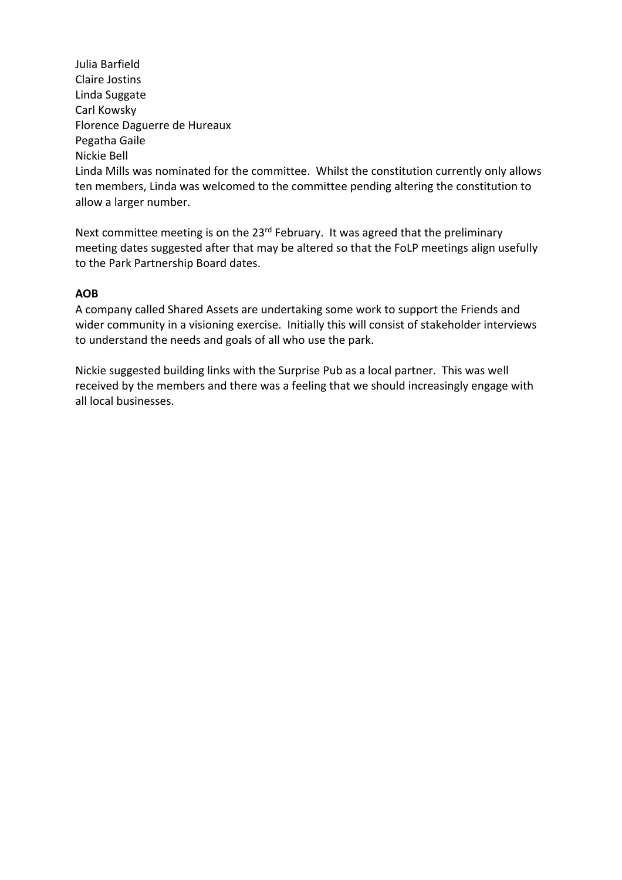Julia Barfield
Claire Jostins
Linda Suggate
Carl Kowsky
Florence Daguerre de Hureaux
Pegatha Gaile
Nickie Bell
Linda Mills was nominated for the committee. Whilst the constitution currently only allows ten members, Linda was welcomed to the committee pending altering the constitution to allow a larger number.

Next committee meeting is on the 23rd February. It was agreed that the preliminary meeting dates suggested after that may be altered so that the FoLP meetings align usefully to the Park Partnership Board dates.

**AOB**

A company called Shared Assets are undertaking some work to support the Friends and wider community in a visioning exercise. Initially this will consist of stakeholder interviews to understand the needs and goals of all who use the park.

Nickie suggested building links with the Surprise Pub as a local partner. This was well received by the members and there was a feeling that we should increasingly engage with all local businesses.